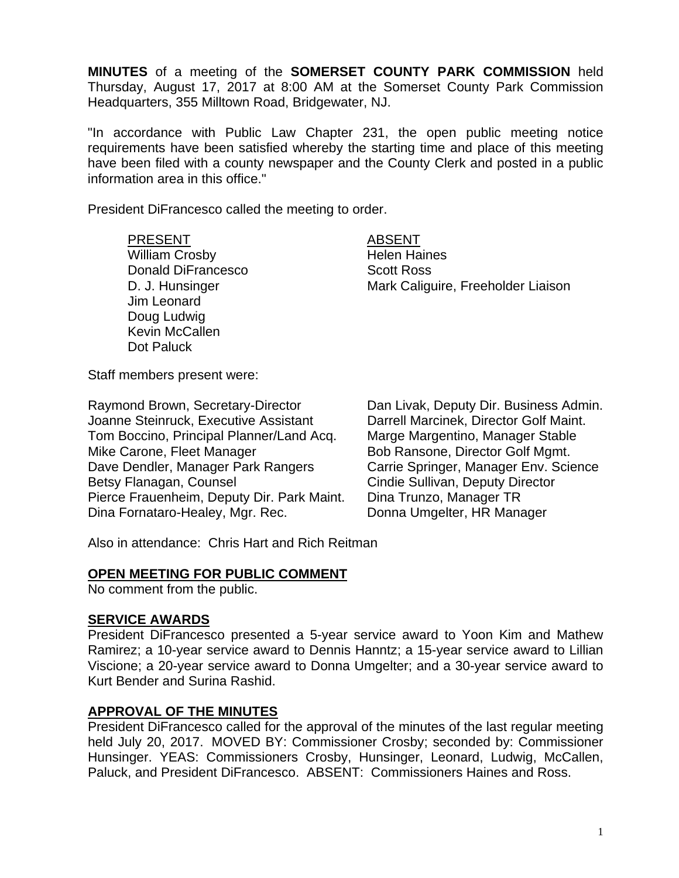**MINUTES** of a meeting of the **SOMERSET COUNTY PARK COMMISSION** held Thursday, August 17, 2017 at 8:00 AM at the Somerset County Park Commission Headquarters, 355 Milltown Road, Bridgewater, NJ.

"In accordance with Public Law Chapter 231, the open public meeting notice requirements have been satisfied whereby the starting time and place of this meeting have been filed with a county newspaper and the County Clerk and posted in a public information area in this office."

President DiFrancesco called the meeting to order.

| PRESENT | ABSENT |
|---|---|
| William Crosby | Helen Haines |
| Donald DiFrancesco | Scott Ross |
| D. J. Hunsinger | Mark Caliguire, Freeholder Liaison |
| Jim Leonard | |
| Doug Ludwig | |
| Kevin McCallen | |
| Dot Paluck | |

Staff members present were:

| | |
|---|---|
| Raymond Brown, Secretary-Director | Dan Livak, Deputy Dir. Business Admin. |
| Joanne Steinruck, Executive Assistant | Darrell Marcinek, Director Golf Maint. |
| Tom Boccino, Principal Planner/Land Acq. | Marge Margentino, Manager Stable |
| Mike Carone, Fleet Manager | Bob Ransone, Director Golf Mgmt. |
| Dave Dendler, Manager Park Rangers | Carrie Springer, Manager Env. Science |
| Betsy Flanagan, Counsel | Cindie Sullivan, Deputy Director |
| Pierce Frauenheim, Deputy Dir. Park Maint. | Dina Trunzo, Manager TR |
| Dina Fornataro-Healey, Mgr. Rec. | Donna Umgelter, HR Manager |

Also in attendance: Chris Hart and Rich Reitman

## OPEN MEETING FOR PUBLIC COMMENT

No comment from the public.

## SERVICE AWARDS

President DiFrancesco presented a 5-year service award to Yoon Kim and Mathew Ramirez; a 10-year service award to Dennis Hanntz; a 15-year service award to Lillian Viscione; a 20-year service award to Donna Umgelter; and a 30-year service award to Kurt Bender and Surina Rashid.

## APPROVAL OF THE MINUTES

President DiFrancesco called for the approval of the minutes of the last regular meeting held July 20, 2017. MOVED BY: Commissioner Crosby; seconded by: Commissioner Hunsinger. YEAS: Commissioners Crosby, Hunsinger, Leonard, Ludwig, McCallen, Paluck, and President DiFrancesco. ABSENT: Commissioners Haines and Ross.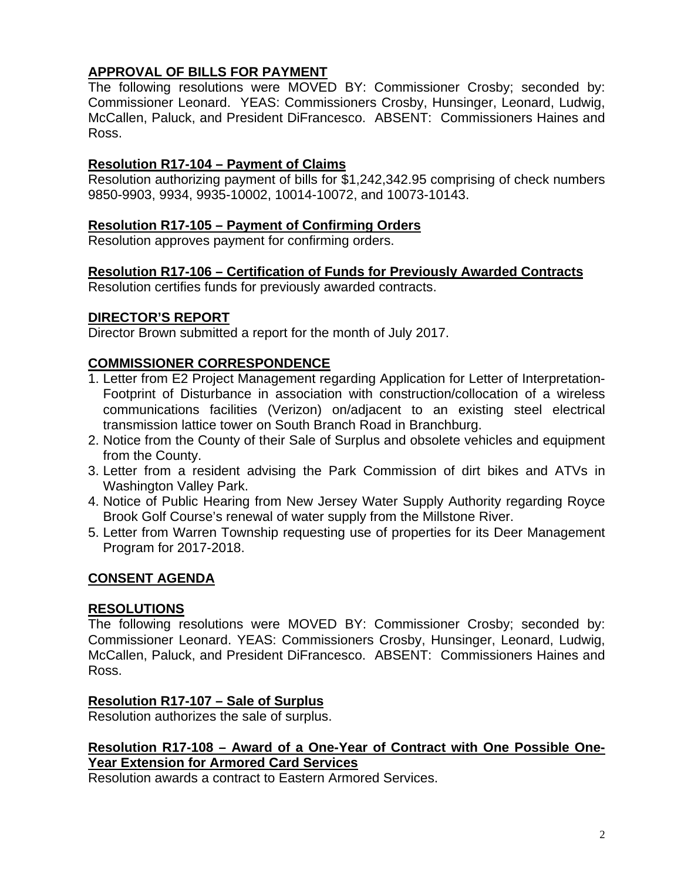## APPROVAL OF BILLS FOR PAYMENT

The following resolutions were MOVED BY: Commissioner Crosby; seconded by: Commissioner Leonard. YEAS: Commissioners Crosby, Hunsinger, Leonard, Ludwig, McCallen, Paluck, and President DiFrancesco. ABSENT: Commissioners Haines and Ross.

### Resolution R17-104 – Payment of Claims

Resolution authorizing payment of bills for $1,242,342.95 comprising of check numbers 9850-9903, 9934, 9935-10002, 10014-10072, and 10073-10143.

### Resolution R17-105 – Payment of Confirming Orders

Resolution approves payment for confirming orders.

### Resolution R17-106 – Certification of Funds for Previously Awarded Contracts

Resolution certifies funds for previously awarded contracts.

## DIRECTOR'S REPORT

Director Brown submitted a report for the month of July 2017.

## COMMISSIONER CORRESPONDENCE

1. Letter from E2 Project Management regarding Application for Letter of Interpretation-Footprint of Disturbance in association with construction/collocation of a wireless communications facilities (Verizon) on/adjacent to an existing steel electrical transmission lattice tower on South Branch Road in Branchburg.
2. Notice from the County of their Sale of Surplus and obsolete vehicles and equipment from the County.
3. Letter from a resident advising the Park Commission of dirt bikes and ATVs in Washington Valley Park.
4. Notice of Public Hearing from New Jersey Water Supply Authority regarding Royce Brook Golf Course's renewal of water supply from the Millstone River.
5. Letter from Warren Township requesting use of properties for its Deer Management Program for 2017-2018.

## CONSENT AGENDA

## RESOLUTIONS

The following resolutions were MOVED BY: Commissioner Crosby; seconded by: Commissioner Leonard. YEAS: Commissioners Crosby, Hunsinger, Leonard, Ludwig, McCallen, Paluck, and President DiFrancesco. ABSENT: Commissioners Haines and Ross.

### Resolution R17-107 – Sale of Surplus

Resolution authorizes the sale of surplus.

### Resolution R17-108 – Award of a One-Year of Contract with One Possible One-Year Extension for Armored Card Services

Resolution awards a contract to Eastern Armored Services.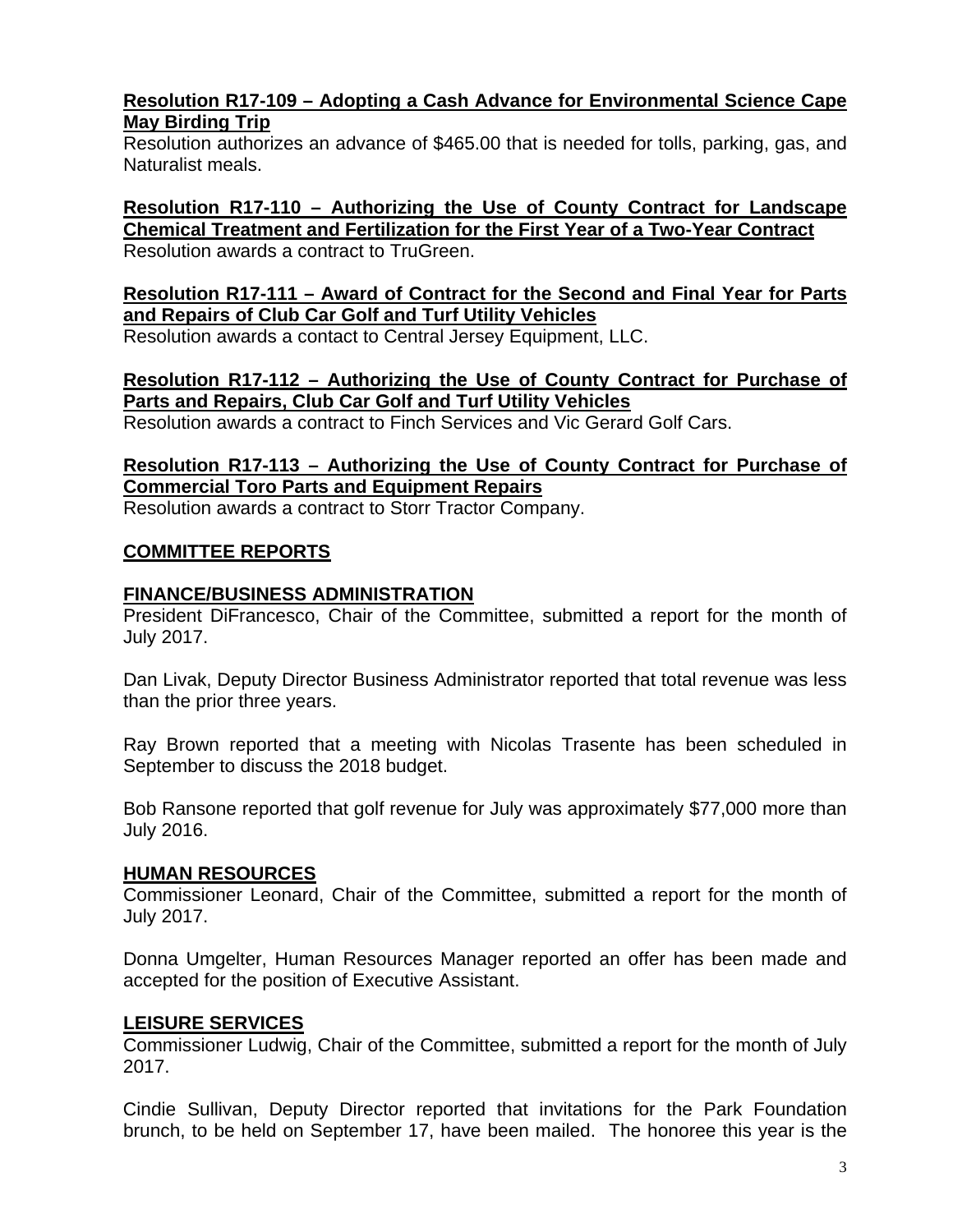**Resolution R17-109 – Adopting a Cash Advance for Environmental Science Cape May Birding Trip**

Resolution authorizes an advance of $465.00 that is needed for tolls, parking, gas, and Naturalist meals.

**Resolution R17-110 – Authorizing the Use of County Contract for Landscape Chemical Treatment and Fertilization for the First Year of a Two-Year Contract**

Resolution awards a contract to TruGreen.

**Resolution R17-111 – Award of Contract for the Second and Final Year for Parts and Repairs of Club Car Golf and Turf Utility Vehicles**

Resolution awards a contact to Central Jersey Equipment, LLC.

**Resolution R17-112 – Authorizing the Use of County Contract for Purchase of Parts and Repairs, Club Car Golf and Turf Utility Vehicles**

Resolution awards a contract to Finch Services and Vic Gerard Golf Cars.

**Resolution R17-113 – Authorizing the Use of County Contract for Purchase of Commercial Toro Parts and Equipment Repairs**

Resolution awards a contract to Storr Tractor Company.

## COMMITTEE REPORTS

### FINANCE/BUSINESS ADMINISTRATION

President DiFrancesco, Chair of the Committee, submitted a report for the month of July 2017.

Dan Livak, Deputy Director Business Administrator reported that total revenue was less than the prior three years.

Ray Brown reported that a meeting with Nicolas Trasente has been scheduled in September to discuss the 2018 budget.

Bob Ransone reported that golf revenue for July was approximately $77,000 more than July 2016.

### HUMAN RESOURCES

Commissioner Leonard, Chair of the Committee, submitted a report for the month of July 2017.

Donna Umgelter, Human Resources Manager reported an offer has been made and accepted for the position of Executive Assistant.

### LEISURE SERVICES

Commissioner Ludwig, Chair of the Committee, submitted a report for the month of July 2017.

Cindie Sullivan, Deputy Director reported that invitations for the Park Foundation brunch, to be held on September 17, have been mailed. The honoree this year is the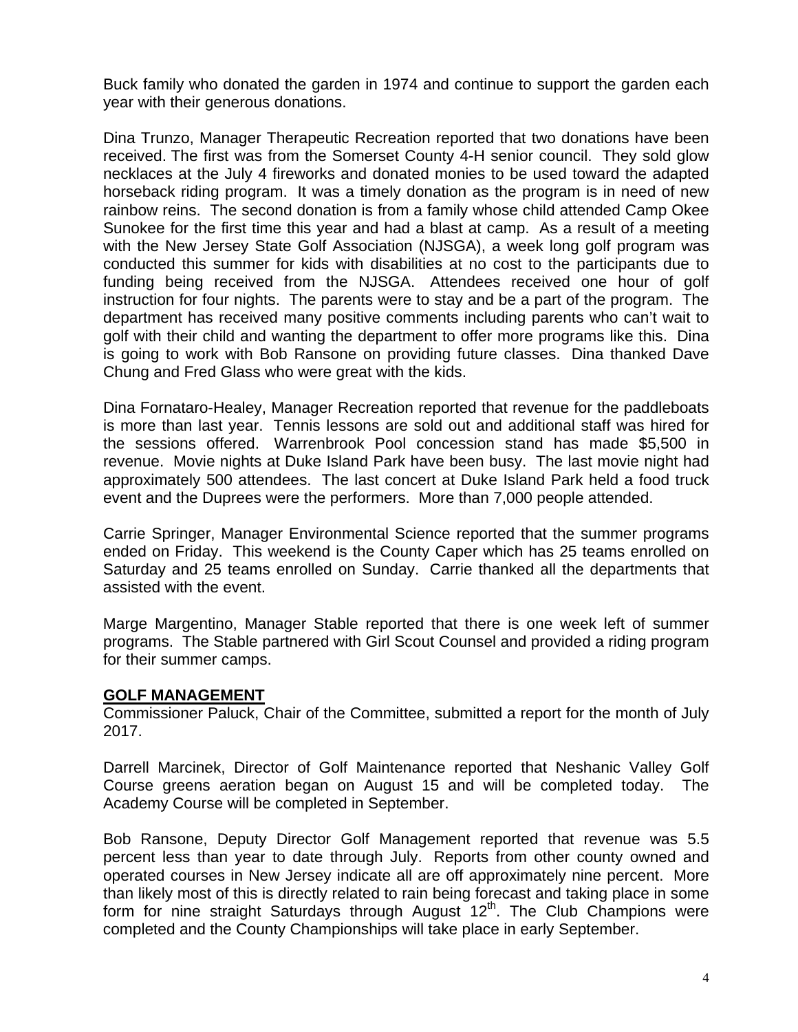Buck family who donated the garden in 1974 and continue to support the garden each year with their generous donations.

Dina Trunzo, Manager Therapeutic Recreation reported that two donations have been received. The first was from the Somerset County 4-H senior council. They sold glow necklaces at the July 4 fireworks and donated monies to be used toward the adapted horseback riding program. It was a timely donation as the program is in need of new rainbow reins. The second donation is from a family whose child attended Camp Okee Sunokee for the first time this year and had a blast at camp. As a result of a meeting with the New Jersey State Golf Association (NJSGA), a week long golf program was conducted this summer for kids with disabilities at no cost to the participants due to funding being received from the NJSGA. Attendees received one hour of golf instruction for four nights. The parents were to stay and be a part of the program. The department has received many positive comments including parents who can't wait to golf with their child and wanting the department to offer more programs like this. Dina is going to work with Bob Ransone on providing future classes. Dina thanked Dave Chung and Fred Glass who were great with the kids.

Dina Fornataro-Healey, Manager Recreation reported that revenue for the paddleboats is more than last year. Tennis lessons are sold out and additional staff was hired for the sessions offered. Warrenbrook Pool concession stand has made $5,500 in revenue. Movie nights at Duke Island Park have been busy. The last movie night had approximately 500 attendees. The last concert at Duke Island Park held a food truck event and the Duprees were the performers. More than 7,000 people attended.

Carrie Springer, Manager Environmental Science reported that the summer programs ended on Friday. This weekend is the County Caper which has 25 teams enrolled on Saturday and 25 teams enrolled on Sunday. Carrie thanked all the departments that assisted with the event.

Marge Margentino, Manager Stable reported that there is one week left of summer programs. The Stable partnered with Girl Scout Counsel and provided a riding program for their summer camps.

## GOLF MANAGEMENT

Commissioner Paluck, Chair of the Committee, submitted a report for the month of July 2017.

Darrell Marcinek, Director of Golf Maintenance reported that Neshanic Valley Golf Course greens aeration began on August 15 and will be completed today. The Academy Course will be completed in September.

Bob Ransone, Deputy Director Golf Management reported that revenue was 5.5 percent less than year to date through July. Reports from other county owned and operated courses in New Jersey indicate all are off approximately nine percent. More than likely most of this is directly related to rain being forecast and taking place in some form for nine straight Saturdays through August 12th. The Club Champions were completed and the County Championships will take place in early September.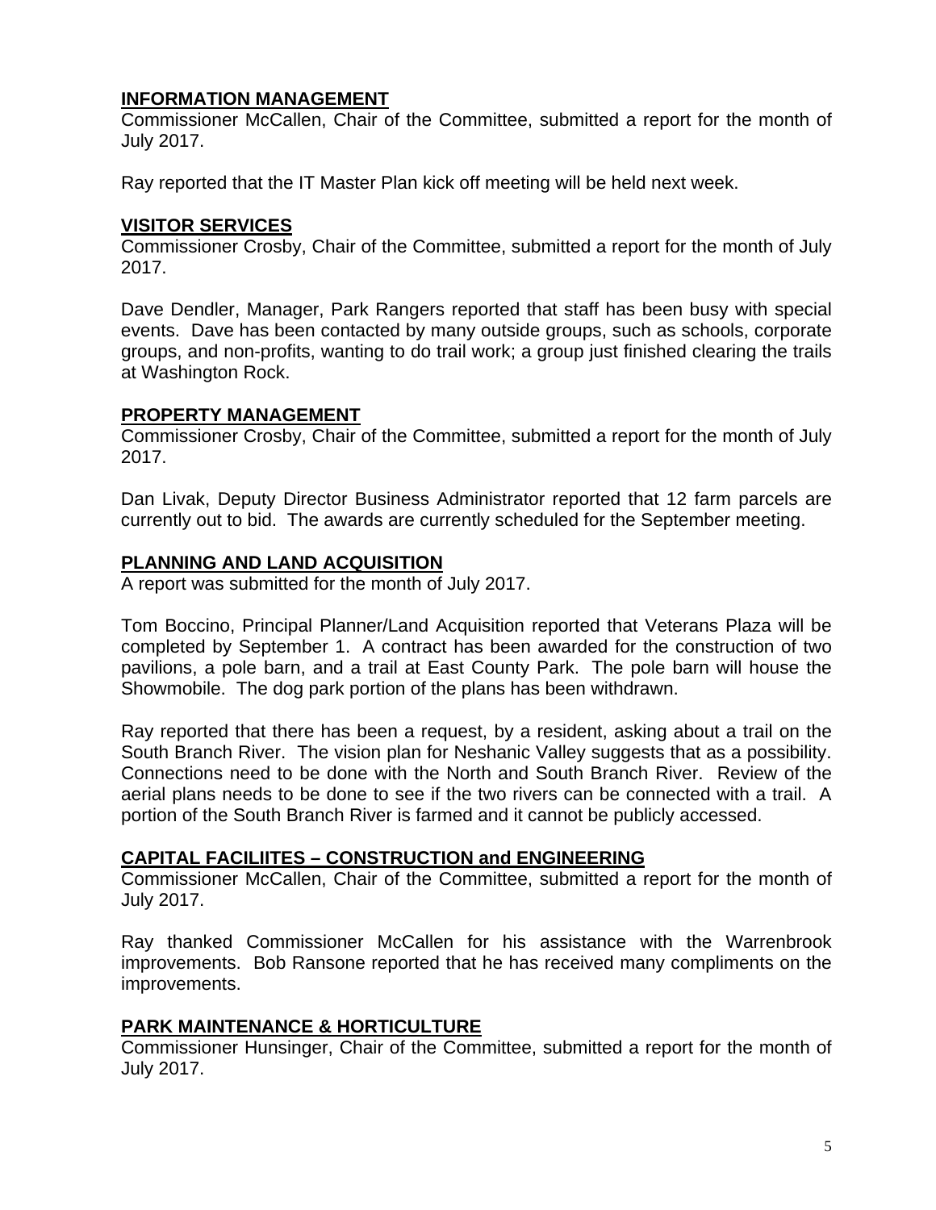## INFORMATION MANAGEMENT

Commissioner McCallen, Chair of the Committee, submitted a report for the month of July 2017.

Ray reported that the IT Master Plan kick off meeting will be held next week.

## VISITOR SERVICES

Commissioner Crosby, Chair of the Committee, submitted a report for the month of July 2017.

Dave Dendler, Manager, Park Rangers reported that staff has been busy with special events. Dave has been contacted by many outside groups, such as schools, corporate groups, and non-profits, wanting to do trail work; a group just finished clearing the trails at Washington Rock.

## PROPERTY MANAGEMENT

Commissioner Crosby, Chair of the Committee, submitted a report for the month of July 2017.

Dan Livak, Deputy Director Business Administrator reported that 12 farm parcels are currently out to bid. The awards are currently scheduled for the September meeting.

## PLANNING AND LAND ACQUISITION

A report was submitted for the month of July 2017.

Tom Boccino, Principal Planner/Land Acquisition reported that Veterans Plaza will be completed by September 1. A contract has been awarded for the construction of two pavilions, a pole barn, and a trail at East County Park. The pole barn will house the Showmobile. The dog park portion of the plans has been withdrawn.

Ray reported that there has been a request, by a resident, asking about a trail on the South Branch River. The vision plan for Neshanic Valley suggests that as a possibility. Connections need to be done with the North and South Branch River. Review of the aerial plans needs to be done to see if the two rivers can be connected with a trail. A portion of the South Branch River is farmed and it cannot be publicly accessed.

## CAPITAL FACILIITES – CONSTRUCTION and ENGINEERING

Commissioner McCallen, Chair of the Committee, submitted a report for the month of July 2017.

Ray thanked Commissioner McCallen for his assistance with the Warrenbrook improvements. Bob Ransone reported that he has received many compliments on the improvements.

## PARK MAINTENANCE & HORTICULTURE

Commissioner Hunsinger, Chair of the Committee, submitted a report for the month of July 2017.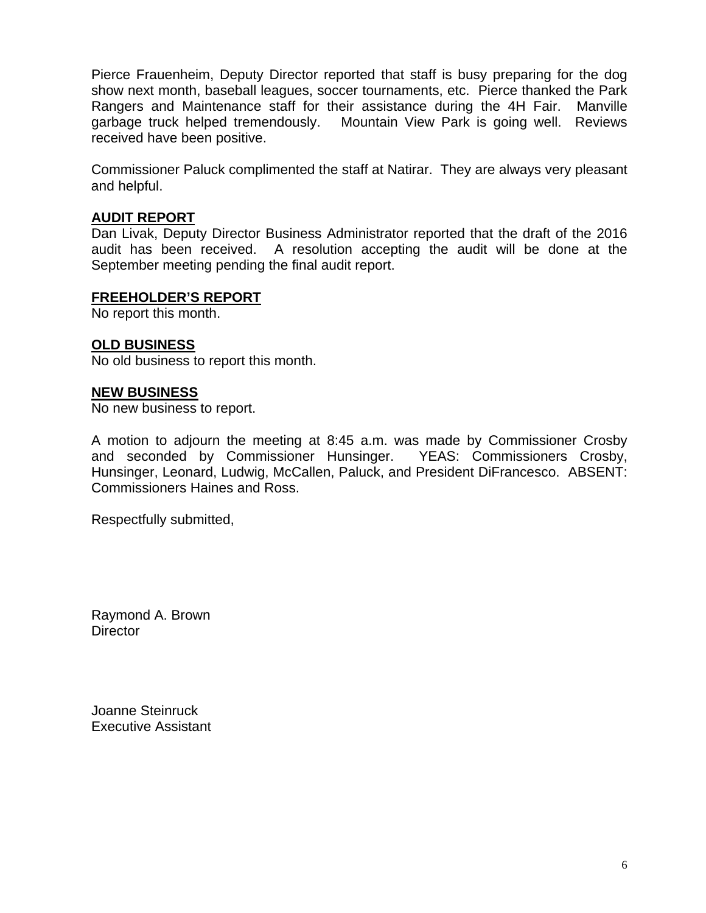Pierce Frauenheim, Deputy Director reported that staff is busy preparing for the dog show next month, baseball leagues, soccer tournaments, etc. Pierce thanked the Park Rangers and Maintenance staff for their assistance during the 4H Fair. Manville garbage truck helped tremendously. Mountain View Park is going well. Reviews received have been positive.

Commissioner Paluck complimented the staff at Natirar. They are always very pleasant and helpful.

**AUDIT REPORT**

Dan Livak, Deputy Director Business Administrator reported that the draft of the 2016 audit has been received. A resolution accepting the audit will be done at the September meeting pending the final audit report.

**FREEHOLDER'S REPORT**

No report this month.

**OLD BUSINESS**

No old business to report this month.

**NEW BUSINESS**

No new business to report.

A motion to adjourn the meeting at 8:45 a.m. was made by Commissioner Crosby and seconded by Commissioner Hunsinger. YEAS: Commissioners Crosby, Hunsinger, Leonard, Ludwig, McCallen, Paluck, and President DiFrancesco. ABSENT: Commissioners Haines and Ross.

Respectfully submitted,

Raymond A. Brown
Director

Joanne Steinruck
Executive Assistant